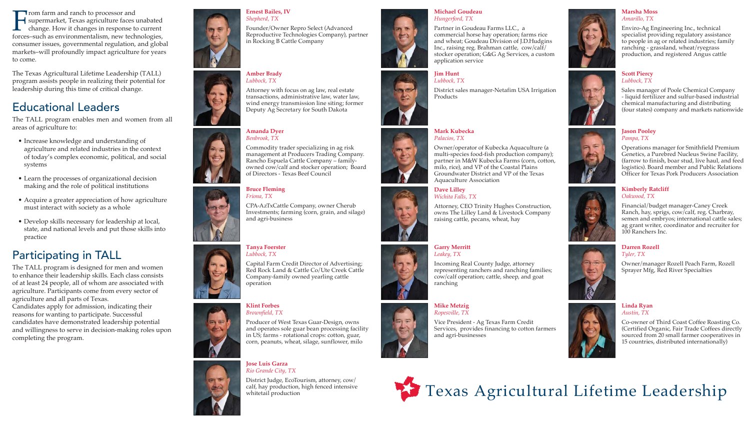From farm and ranch to processor and supermarket, Texas agriculture faces unabated change. How it changes in response to current forces–such as environmentalism, new technologies, consumer issues, governmental regulation, and global markets–will profoundly impact agriculture for years to come.

The Texas Agricultural Lifetime Leadership (TALL) program assists people in realizing their potential for leadership during this time of critical change.

## Educational Leaders

The TALL program enables men and women from all areas of agriculture to:

- Increase knowledge and understanding of agriculture and related industries in the context of today's complex economic, political, and social systems
- Learn the processes of organizational decision making and the role of political institutions
- Acquire a greater appreciation of how agriculture must interact with society as a whole
- Develop skills necessary for leadership at local, state, and national levels and put those skills into practice

## Participating in TALL

The TALL program is designed for men and women to enhance their leadership skills. Each class consists of at least 24 people, all of whom are associated with agriculture. Participants come from every sector of agriculture and all parts of Texas.

Candidates apply for admission, indicating their reasons for wanting to participate. Successful candidates have demonstrated leadership potential and willingness to serve in decision-making roles upon completing the program.

**Ernest Bailes, IV**
*Shepherd, TX*
Founder/Owner Repro Select (Advanced Reproductive Technologies Company), partner in Rocking B Cattle Company

**Amber Brady**
*Lubbock, TX*
Attorney with focus on ag law, real estate transactions, administrative law, water law, wind energy transmission line siting; former Deputy Ag Secretary for South Dakota

**Amanda Dyer**
*Benbrook, TX*
Commodity trader specializing in ag risk management at Producers Trading Company. Rancho Espuela Cattle Company – family-owned cow/calf and stocker operation; Board of Directors - Texas Beef Council

**Bruce Fleming**
*Friona, TX*
CPA-AzTxCattle Company, owner Cherub Investments; farming (corn, grain, and silage) and agri-business

**Tanya Foerster**
*Lubbock, TX*
Capital Farm Credit Director of Advertising; Red Rock Land & Cattle Co/Ute Creek Cattle Company-family owned yearling cattle operation

**Klint Forbes**
*Brownfield, TX*
Producer of West Texas Guar-Design, owns and operates sole guar bean processing facility in US; farms - rotational crops: cotton, guar, corn, peanuts, wheat, silage, sunflower, milo

**Jose Luis Garza**
*Rio Grande City, TX*
District Judge, EcoTourism, attorney, cow/calf, hay production, high fenced intensive whitetail production

**Michael Goudeau**
*Hungerford, TX*
Partner in Goudeau Farms LLC., a commercial horse hay operation; farms rice and wheat; Goudeau Division of J.D.Hudgins Inc., raising reg. Brahman cattle, cow/calf/ stocker operation; G&G Ag Services, a custom application service

**Jim Hunt**
*Lubbock, TX*
District sales manager-Netafim USA Irrigation Products

**Mark Kubecka**
*Palacios, TX*
Owner/operator of Kubecka Aquaculture (a multi-species food-fish production company); partner in M&W Kubecka Farms (corn, cotton, milo, rice), and VP of the Coastal Plains Groundwater District and VP of the Texas Aquaculture Association

**Dave Lilley**
*Wichita Falls, TX*
Attorney, CEO Trinity Hughes Construction, owns The Lilley Land & Livestock Company raising cattle, pecans, wheat, hay

**Garry Merritt**
*Leakey, TX*
Incoming Real County Judge, attorney representing ranchers and ranching families; cow/calf operation; cattle, sheep, and goat ranching

**Mike Metzig**
*Ropesville, TX*
Vice President - Ag Texas Farm Credit Services, provides financing to cotton farmers and agri-businesses

**Marsha Moss**
*Amarillo, TX*
Enviro-Ag Engineering Inc., technical specialist providing regulatory assistance to people in ag or related industries; family ranching - grassland, wheat/ryegrass production, and registered Angus cattle

**Scott Piercy**
*Lubbock, TX*
Sales manager of Poole Chemical Company - liquid fertilizer and sulfur-based industrial chemical manufacturing and distributing (four states) company and markets nationwide

**Jason Pooley**
*Pampa, TX*
Operations manager for Smithfield Premium Genetics, a Purebred Nucleus Swine Facility, (farrow to finish, boar stud, live haul, and feed logistics). Board member and Public Relations Officer for Texas Pork Producers Association

**Kimberly Ratcliff**
*Oakwood, TX*
Financial/budget manager-Caney Creek Ranch, hay, sprigs, cow/calf, reg. Charbray, semen and embryos; international cattle sales; ag grant writer, coordinator and recruiter for 100 Ranchers Inc.

**Darren Rozell**
*Tyler, TX*
Owner/manager Rozell Peach Farm, Rozell Sprayer Mfg, Red River Specialties

**Linda Ryan**
*Austin, TX*
Co-owner of Third Coast Coffee Roasting Co. (Certified Organic, Fair Trade Coffees directly sourced from 20 small farmer cooperatives in 15 countries, distributed internationally)

Texas Agricultural Lifetime Leadership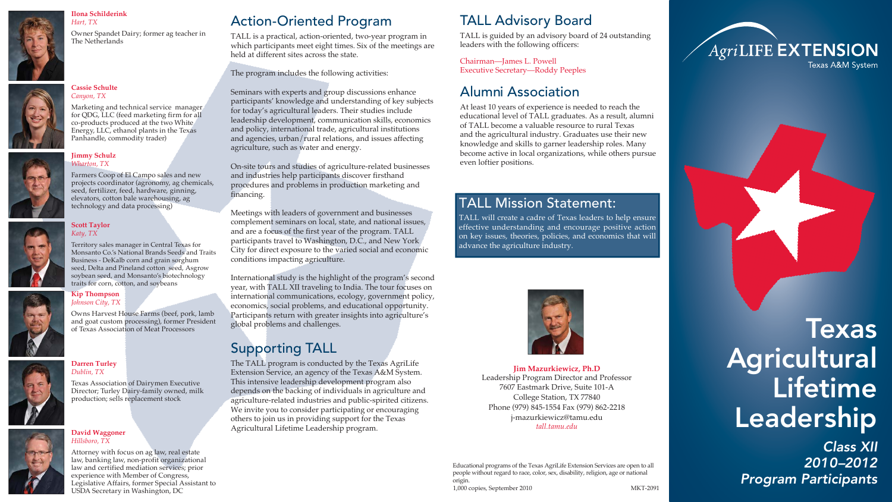**Ilona Schilderink**
*Hart, TX*

Owner Spandet Dairy; former ag teacher in The Netherlands

**Cassie Schulte**
*Canyon, TX*

Marketing and technical service manager for QDG, LLC (feed marketing firm for all co-products produced at the two White Energy, LLC, ethanol plants in the Texas Panhandle, commodity trader)

**Jimmy Schulz**
*Wharton, TX*

Farmers Coop of El Campo sales and new projects coordinator (agronomy, ag chemicals, seed, fertilizer, feed, hardware, ginning, elevators, cotton bale warehousing, ag technology and data processing)

**Scott Taylor**
*Katy, TX*

Territory sales manager in Central Texas for Monsanto Co.'s National Brands Seeds and Traits Business - DeKalb corn and grain sorghum seed, Delta and Pineland cotton seed, Asgrow soybean seed, and Monsanto's biotechnology traits for corn, cotton, and soybeans

**Kip Thompson**
*Johnson City, TX*

Owns Harvest House Farms (beef, pork, lamb and goat custom processing), former President of Texas Association of Meat Processors

**Darren Turley**
*Dublin, TX*

Texas Association of Dairymen Executive Director; Turley Dairy-family owned, milk production; sells replacement stock

**David Waggoner**
*Hillsboro, TX*

Attorney with focus on ag law, real estate law, banking law, non-profit organizational law and certified mediation services; prior experience with Member of Congress, Legislative Affairs, former Special Assistant to USDA Secretary in Washington, DC

## Action-Oriented Program

TALL is a practical, action-oriented, two-year program in which participants meet eight times. Six of the meetings are held at different sites across the state.

The program includes the following activities:

Seminars with experts and group discussions enhance participants' knowledge and understanding of key subjects for today's agricultural leaders. Their studies include leadership development, communication skills, economics and policy, international trade, agricultural institutions and agencies, urban/rural relations, and issues affecting agriculture, such as water and energy.

On-site tours and studies of agriculture-related businesses and industries help participants discover firsthand procedures and problems in production marketing and financing.

Meetings with leaders of government and businesses complement seminars on local, state, and national issues, and are a focus of the first year of the program. TALL participants travel to Washington, D.C., and New York City for direct exposure to the varied social and economic conditions impacting agriculture.

International study is the highlight of the program's second year, with TALL XII traveling to India. The tour focuses on international communications, ecology, government policy, economics, social problems, and educational opportunity. Participants return with greater insights into agriculture's global problems and challenges.

## Supporting TALL

The TALL program is conducted by the Texas AgriLife Extension Service, an agency of the Texas A&M System. This intensive leadership development program also depends on the backing of individuals in agriculture and agriculture-related industries and public-spirited citizens. We invite you to consider participating or encouraging others to join us in providing support for the Texas Agricultural Lifetime Leadership program.

## TALL Advisory Board

TALL is guided by an advisory board of 24 outstanding leaders with the following officers:

Chairman—James L. Powell
Executive Secretary—Roddy Peeples

## Alumni Association

At least 10 years of experience is needed to reach the educational level of TALL graduates. As a result, alumni of TALL become a valuable resource to rural Texas and the agricultural industry. Graduates use their new knowledge and skills to garner leadership roles. Many become active in local organizations, while others pursue even loftier positions.

## TALL Mission Statement:

TALL will create a cadre of Texas leaders to help ensure effective understanding and encourage positive action on key issues, theories, policies, and economics that will advance the agriculture industry.

**Jim Mazurkiewicz, Ph.D**
Leadership Program Director and Professor
7607 Eastmark Drive, Suite 101-A
College Station, TX 77840
Phone (979) 845-1554 Fax (979) 862-2218
j-mazurkiewicz@tamu.edu
*tall.tamu.edu*

Educational programs of the Texas AgriLife Extension Services are open to all people without regard to race, color, sex, disability, religion, age or national origin.
1,000 copies, September 2010 MKT-2091

AgriLIFE EXTENSION
Texas A&M System

# Texas Agricultural Lifetime Leadership

*Class XII*
*2010–2012*
*Program Participants*